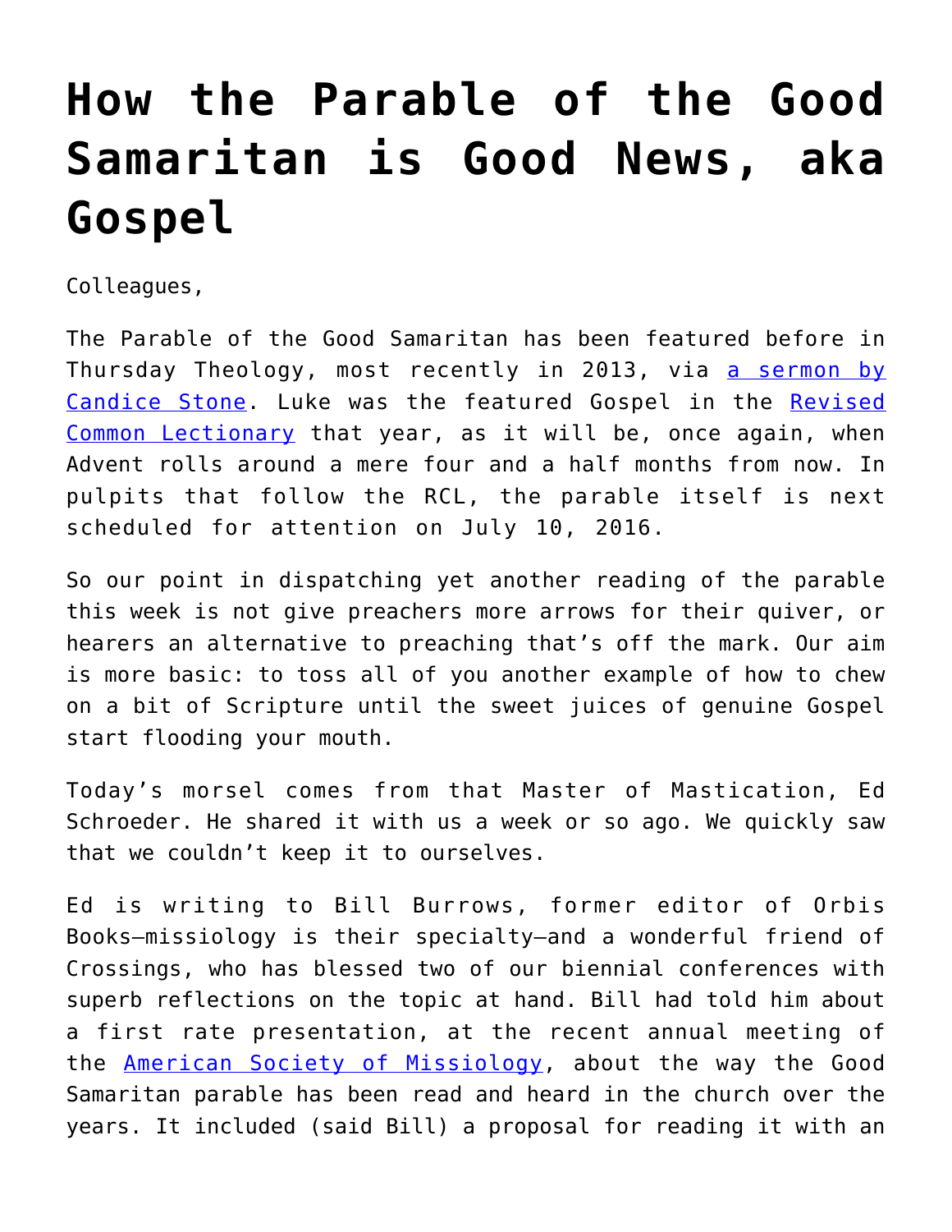# How the Parable of the Good Samaritan is Good News, aka Gospel

Colleagues,

The Parable of the Good Samaritan has been featured before in Thursday Theology, most recently in 2013, via [a sermon by Candice Stone](). Luke was the featured Gospel in the [Revised Common Lectionary]() that year, as it will be, once again, when Advent rolls around a mere four and a half months from now. In pulpits that follow the RCL, the parable itself is next scheduled for attention on July 10, 2016.

So our point in dispatching yet another reading of the parable this week is not give preachers more arrows for their quiver, or hearers an alternative to preaching that's off the mark. Our aim is more basic: to toss all of you another example of how to chew on a bit of Scripture until the sweet juices of genuine Gospel start flooding your mouth.

Today's morsel comes from that Master of Mastication, Ed Schroeder. He shared it with us a week or so ago. We quickly saw that we couldn't keep it to ourselves.

Ed is writing to Bill Burrows, former editor of Orbis Books—missiology is their specialty—and a wonderful friend of Crossings, who has blessed two of our biennial conferences with superb reflections on the topic at hand. Bill had told him about a first rate presentation, at the recent annual meeting of the [American Society of Missiology](), about the way the Good Samaritan parable has been read and heard in the church over the years. It included (said Bill) a proposal for reading it with an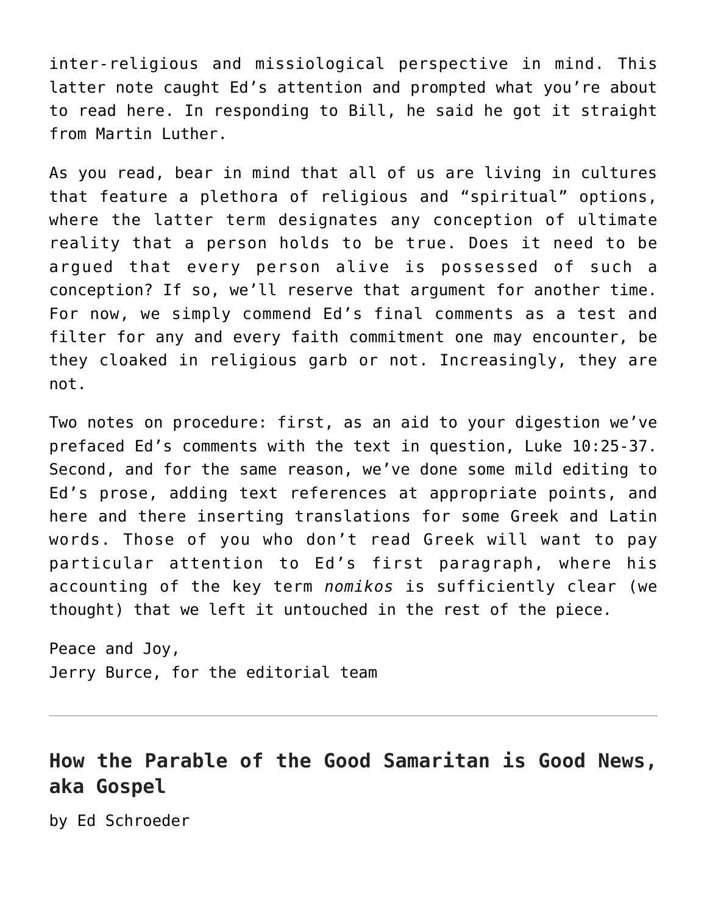inter-religious and missiological perspective in mind. This latter note caught Ed's attention and prompted what you're about to read here. In responding to Bill, he said he got it straight from Martin Luther.

As you read, bear in mind that all of us are living in cultures that feature a plethora of religious and "spiritual" options, where the latter term designates any conception of ultimate reality that a person holds to be true. Does it need to be argued that every person alive is possessed of such a conception? If so, we'll reserve that argument for another time. For now, we simply commend Ed's final comments as a test and filter for any and every faith commitment one may encounter, be they cloaked in religious garb or not. Increasingly, they are not.

Two notes on procedure: first, as an aid to your digestion we've prefaced Ed's comments with the text in question, Luke 10:25-37. Second, and for the same reason, we've done some mild editing to Ed's prose, adding text references at appropriate points, and here and there inserting translations for some Greek and Latin words. Those of you who don't read Greek will want to pay particular attention to Ed's first paragraph, where his accounting of the key term *nomikos* is sufficiently clear (we thought) that we left it untouched in the rest of the piece.

Peace and Joy,
Jerry Burce, for the editorial team

---

## How the Parable of the Good Samaritan is Good News, aka Gospel

by Ed Schroeder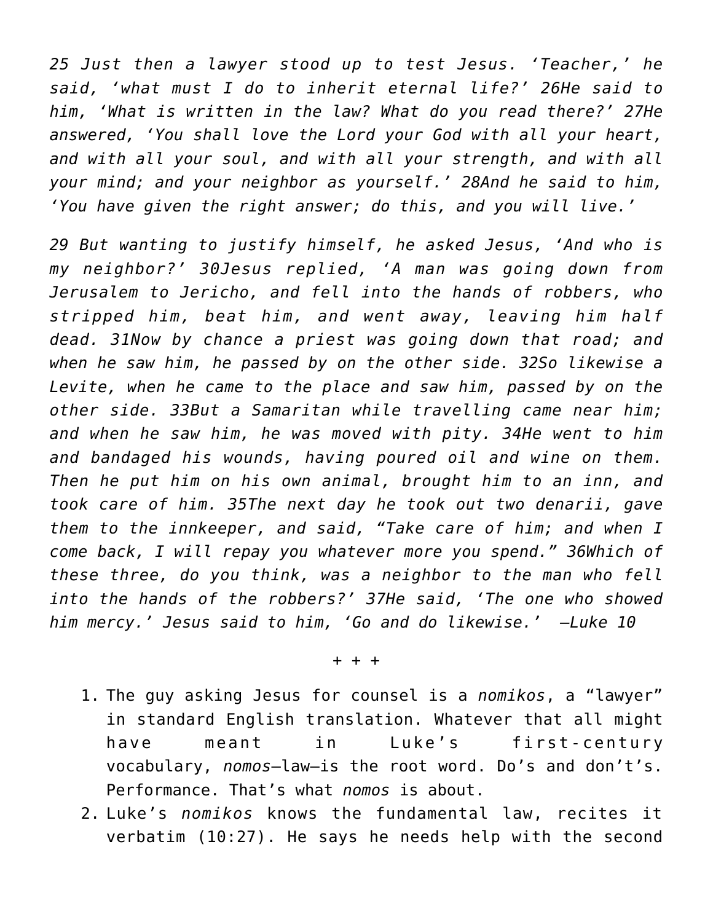*25 Just then a lawyer stood up to test Jesus. 'Teacher,' he said, 'what must I do to inherit eternal life?' 26He said to him, 'What is written in the law? What do you read there?' 27He answered, 'You shall love the Lord your God with all your heart, and with all your soul, and with all your strength, and with all your mind; and your neighbor as yourself.' 28And he said to him, 'You have given the right answer; do this, and you will live.'*

*29 But wanting to justify himself, he asked Jesus, 'And who is my neighbor?' 30Jesus replied, 'A man was going down from Jerusalem to Jericho, and fell into the hands of robbers, who stripped him, beat him, and went away, leaving him half dead. 31Now by chance a priest was going down that road; and when he saw him, he passed by on the other side. 32So likewise a Levite, when he came to the place and saw him, passed by on the other side. 33But a Samaritan while travelling came near him; and when he saw him, he was moved with pity. 34He went to him and bandaged his wounds, having poured oil and wine on them. Then he put him on his own animal, brought him to an inn, and took care of him. 35The next day he took out two denarii, gave them to the innkeeper, and said, "Take care of him; and when I come back, I will repay you whatever more you spend." 36Which of these three, do you think, was a neighbor to the man who fell into the hands of the robbers?' 37He said, 'The one who showed him mercy.' Jesus said to him, 'Go and do likewise.' –Luke 10*

+ + +

1. The guy asking Jesus for counsel is a *nomikos*, a "lawyer" in standard English translation. Whatever that all might have meant in Luke's first-century vocabulary, *nomos*—law—is the root word. Do's and don't's. Performance. That's what *nomos* is about.
2. Luke's *nomikos* knows the fundamental law, recites it verbatim (10:27). He says he needs help with the second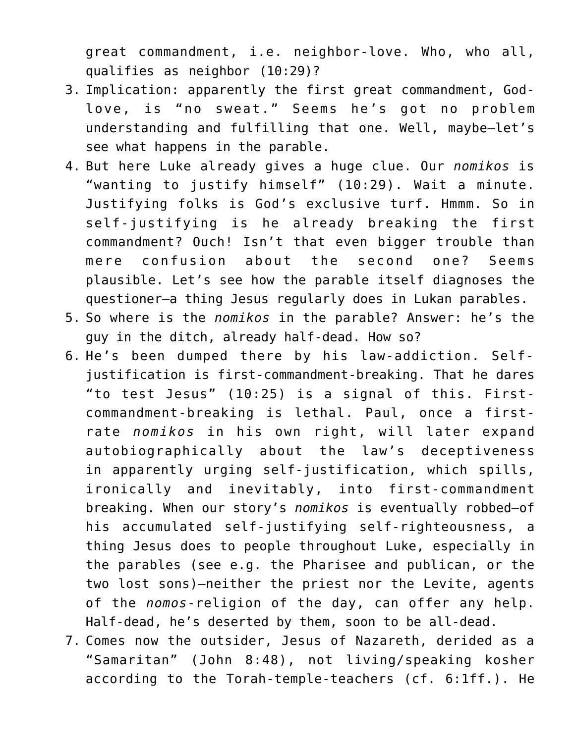great commandment, i.e. neighbor-love. Who, who all, qualifies as neighbor (10:29)?

3. Implication: apparently the first great commandment, God-love, is "no sweat." Seems he's got no problem understanding and fulfilling that one. Well, maybe—let's see what happens in the parable.
4. But here Luke already gives a huge clue. Our *nomikos* is "wanting to justify himself" (10:29). Wait a minute. Justifying folks is God's exclusive turf. Hmmm. So in self-justifying is he already breaking the first commandment? Ouch! Isn't that even bigger trouble than mere confusion about the second one? Seems plausible. Let's see how the parable itself diagnoses the questioner—a thing Jesus regularly does in Lukan parables.
5. So where is the *nomikos* in the parable? Answer: he's the guy in the ditch, already half-dead. How so?
6. He's been dumped there by his law-addiction. Self-justification is first-commandment-breaking. That he dares "to test Jesus" (10:25) is a signal of this. First-commandment-breaking is lethal. Paul, once a first-rate *nomikos* in his own right, will later expand autobiographically about the law's deceptiveness in apparently urging self-justification, which spills, ironically and inevitably, into first-commandment breaking. When our story's *nomikos* is eventually robbed—of his accumulated self-justifying self-righteousness, a thing Jesus does to people throughout Luke, especially in the parables (see e.g. the Pharisee and publican, or the two lost sons)—neither the priest nor the Levite, agents of the *nomos*-religion of the day, can offer any help. Half-dead, he's deserted by them, soon to be all-dead.
7. Comes now the outsider, Jesus of Nazareth, derided as a "Samaritan" (John 8:48), not living/speaking kosher according to the Torah-temple-teachers (cf. 6:1ff.). He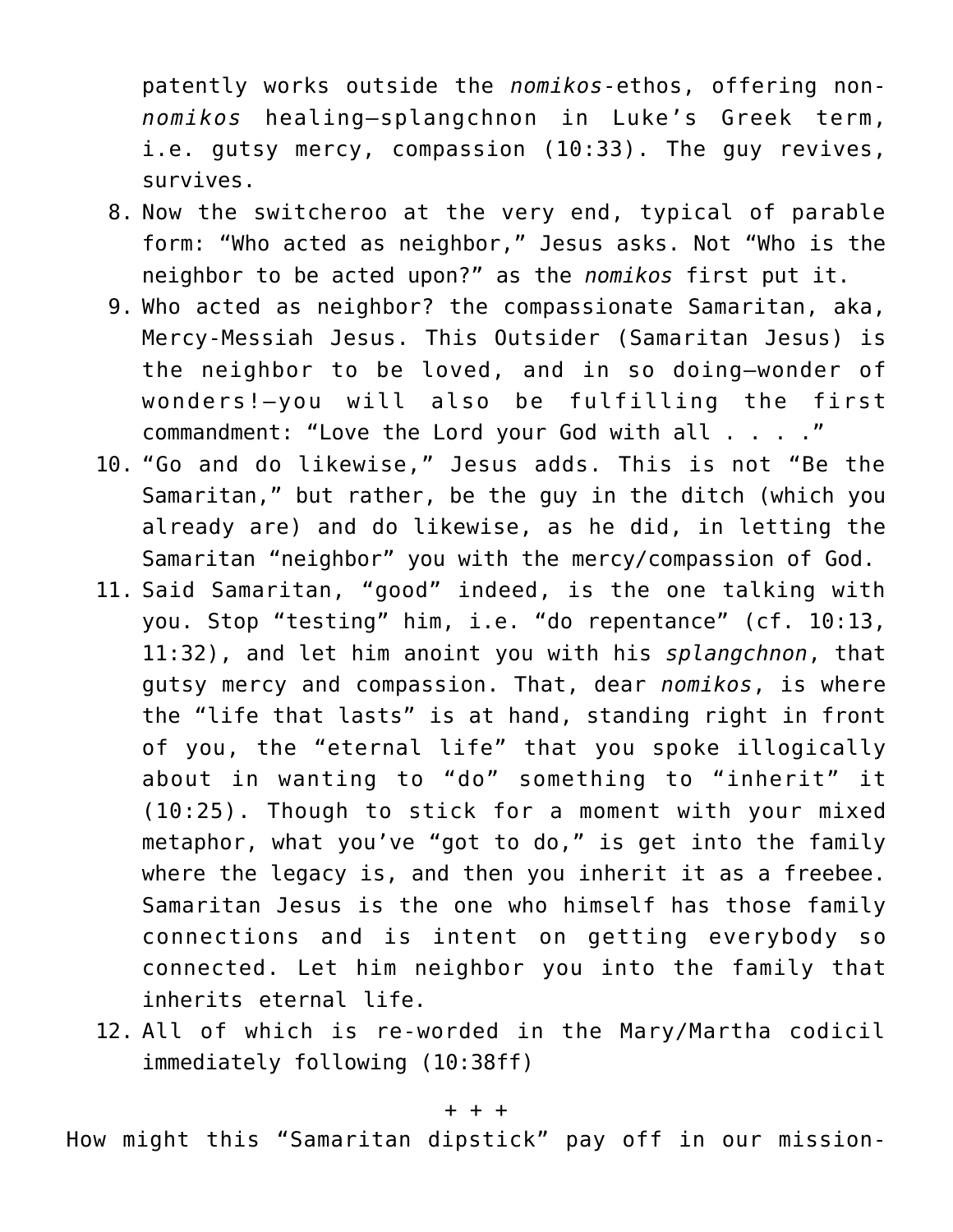patently works outside the *nomikos*-ethos, offering non-*nomikos* healing—splangchnon in Luke's Greek term, i.e. gutsy mercy, compassion (10:33). The guy revives, survives.

8. Now the switcheroo at the very end, typical of parable form: "Who acted as neighbor," Jesus asks. Not "Who is the neighbor to be acted upon?" as the *nomikos* first put it.
9. Who acted as neighbor? the compassionate Samaritan, aka, Mercy-Messiah Jesus. This Outsider (Samaritan Jesus) is the neighbor to be loved, and in so doing—wonder of wonders!—you will also be fulfilling the first commandment: "Love the Lord your God with all . . . ."
10. "Go and do likewise," Jesus adds. This is not "Be the Samaritan," but rather, be the guy in the ditch (which you already are) and do likewise, as he did, in letting the Samaritan "neighbor" you with the mercy/compassion of God.
11. Said Samaritan, "good" indeed, is the one talking with you. Stop "testing" him, i.e. "do repentance" (cf. 10:13, 11:32), and let him anoint you with his *splangchnon*, that gutsy mercy and compassion. That, dear *nomikos*, is where the "life that lasts" is at hand, standing right in front of you, the "eternal life" that you spoke illogically about in wanting to "do" something to "inherit" it (10:25). Though to stick for a moment with your mixed metaphor, what you've "got to do," is get into the family where the legacy is, and then you inherit it as a freebee. Samaritan Jesus is the one who himself has those family connections and is intent on getting everybody so connected. Let him neighbor you into the family that inherits eternal life.
12. All of which is re-worded in the Mary/Martha codicil immediately following (10:38ff)

+ + +

How might this "Samaritan dipstick" pay off in our mission-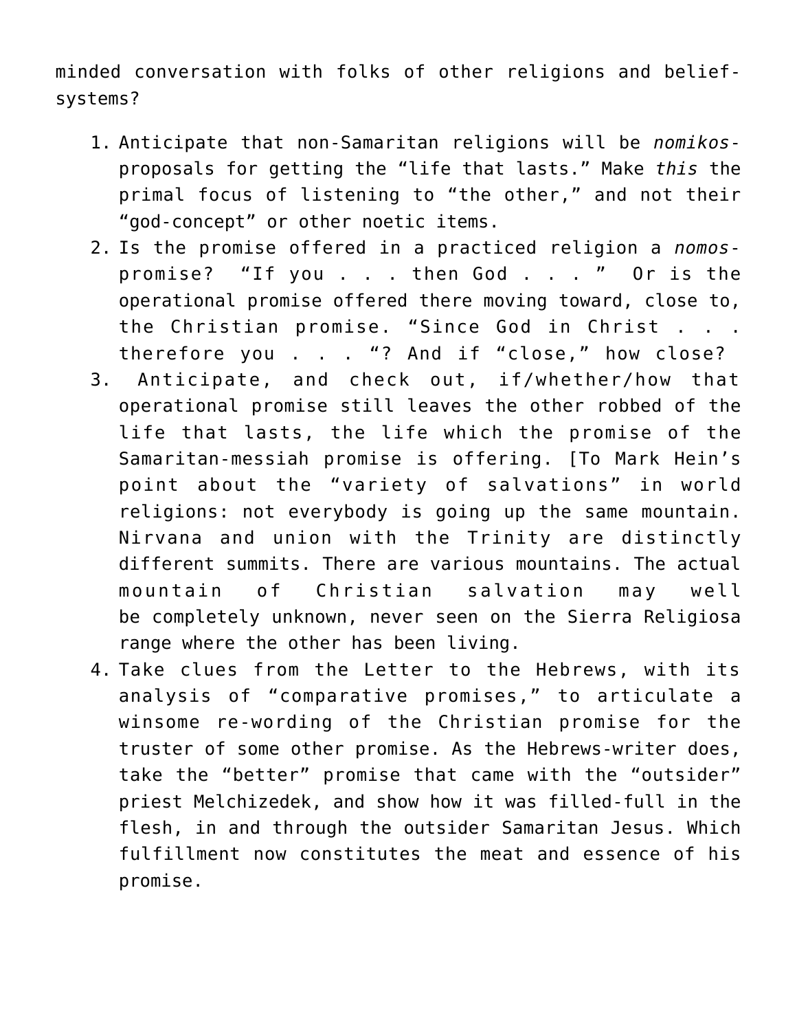minded conversation with folks of other religions and belief-systems?

1. Anticipate that non-Samaritan religions will be *nomikos*-proposals for getting the "life that lasts." Make *this* the primal focus of listening to "the other," and not their "god-concept" or other noetic items.
2. Is the promise offered in a practiced religion a *nomos*-promise? "If you . . . then God . . . " Or is the operational promise offered there moving toward, close to, the Christian promise. "Since God in Christ . . . therefore you . . . "? And if "close," how close?
3. Anticipate, and check out, if/whether/how that operational promise still leaves the other robbed of the life that lasts, the life which the promise of the Samaritan-messiah promise is offering. [To Mark Hein's point about the "variety of salvations" in world religions: not everybody is going up the same mountain. Nirvana and union with the Trinity are distinctly different summits. There are various mountains. The actual mountain of Christian salvation may well be completely unknown, never seen on the Sierra Religiosa range where the other has been living.
4. Take clues from the Letter to the Hebrews, with its analysis of "comparative promises," to articulate a winsome re-wording of the Christian promise for the truster of some other promise. As the Hebrews-writer does, take the "better" promise that came with the "outsider" priest Melchizedek, and show how it was filled-full in the flesh, in and through the outsider Samaritan Jesus. Which fulfillment now constitutes the meat and essence of his promise.